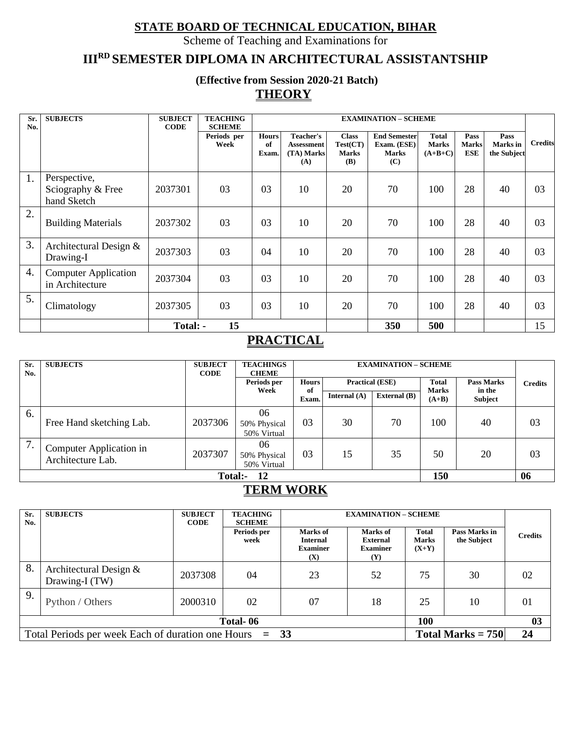# STATE BOARD OF TECHNICAL EDUCATION, BIHAR

Scheme of Teaching and Examinations for

## III[RD] SEMESTER DIPLOMA IN ARCHITECTURAL ASSISTANTSHIP

**(Effective from Session 2020-21 Batch)**

## THEORY

| Sr. No. | SUBJECTS | SUBJECT CODE | TEACHING SCHEME | EXAMINATION – SCHEME | | | | | | | Credits |
|---|---|---|---|---|---|---|---|---|---|---|---|
| | | | Periods per Week | Hours of Exam. | Teacher's Assessment (TA) Marks (A) | Class Test(CT) Marks (B) | End Semester Exam. (ESE) Marks (C) | Total Marks (A+B+C) | Pass Marks ESE | Pass Marks in the Subject | |
| 1. | Perspective, Sciography & Free hand Sketch | 2037301 | 03 | 03 | 10 | 20 | 70 | 100 | 28 | 40 | 03 |
| 2. | Building Materials | 2037302 | 03 | 03 | 10 | 20 | 70 | 100 | 28 | 40 | 03 |
| 3. | Architectural Design & Drawing-I | 2037303 | 03 | 04 | 10 | 20 | 70 | 100 | 28 | 40 | 03 |
| 4. | Computer Application in Architecture | 2037304 | 03 | 03 | 10 | 20 | 70 | 100 | 28 | 40 | 03 |
| 5. | Climatology | 2037305 | 03 | 03 | 10 | 20 | 70 | 100 | 28 | 40 | 03 |
| | | Total: - | 15 | | | | 350 | 500 | | | 15 |

## PRACTICAL

| Sr. No. | SUBJECTS | SUBJECT CODE | TEACHINGS CHEME | EXAMINATION – SCHEME | | | | | Credits |
|---|---|---|---|---|---|---|---|---|---|
| | | | Periods per Week | Hours of Exam. | Practical (ESE) | | Total Marks (A+B) | Pass Marks in the Subject | |
| | | | | | Internal (A) | External (B) | | | |
| 6. | Free Hand sketching Lab. | 2037306 | 06<br>50% Physical<br>50% Virtual | 03 | 30 | 70 | 100 | 40 | 03 |
| 7. | Computer Application in Architecture Lab. | 2037307 | 06<br>50% Physical<br>50% Virtual | 03 | 15 | 35 | 50 | 20 | 03 |
| | | Total:- | 12 | | | | 150 | | 06 |

## TERM WORK

| Sr. No. | SUBJECTS | SUBJECT CODE | TEACHING SCHEME | EXAMINATION – SCHEME | | | | Credits |
|---|---|---|---|---|---|---|---|---|
| | | | Periods per week | Marks of Internal Examiner (X) | Marks of External Examiner (Y) | Total Marks (X+Y) | Pass Marks in the Subject | |
| 8. | Architectural Design & Drawing-I (TW) | 2037308 | 04 | 23 | 52 | 75 | 30 | 02 |
| 9. | Python / Others | 2000310 | 02 | 07 | 18 | 25 | 10 | 01 |
| | | Total- 06 | | | | 100 | | 03 |
| Total Periods per week Each of duration one Hours = 33 | | | | | | Total Marks = 750 | | 24 |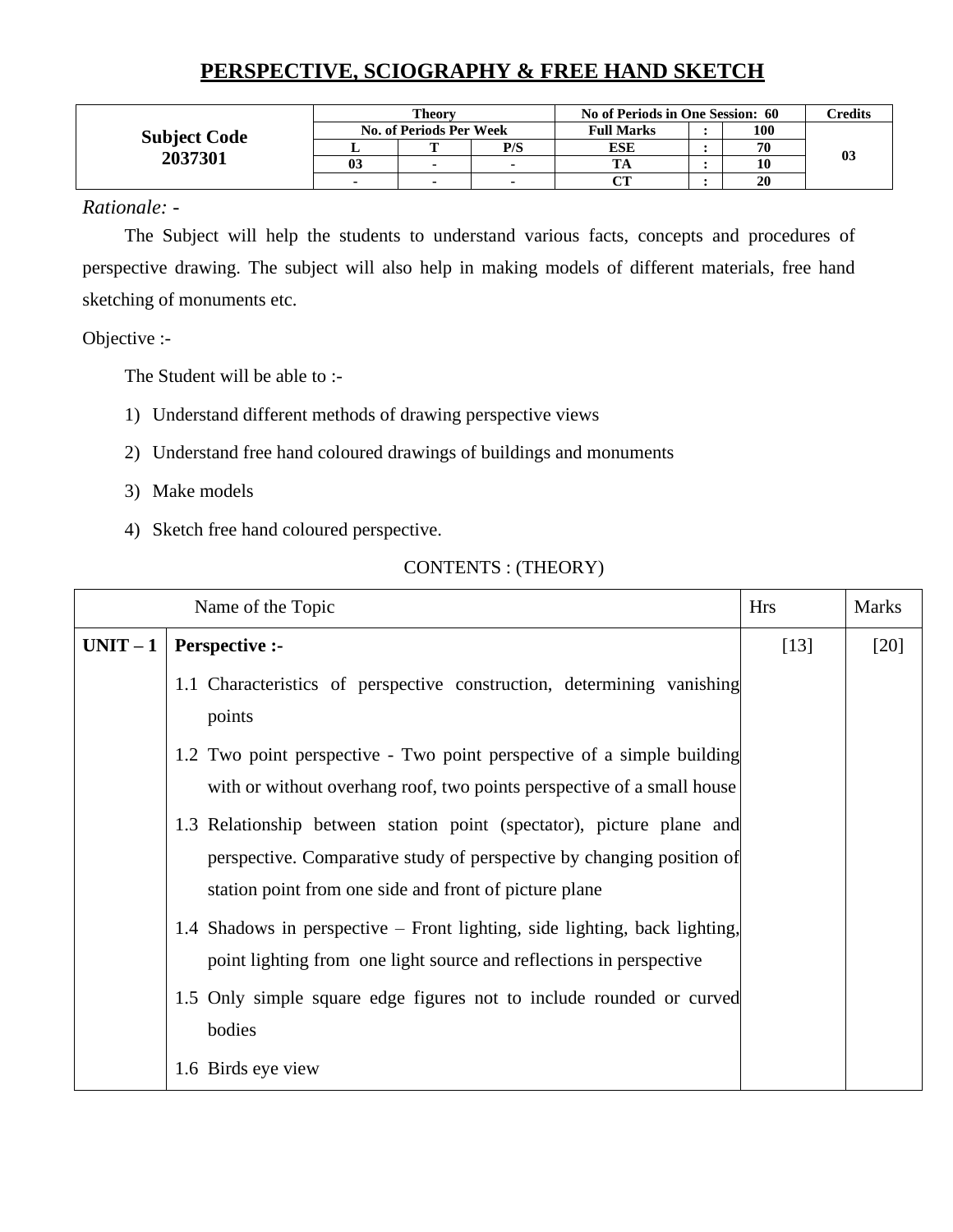# PERSPECTIVE, SCIOGRAPHY & FREE HAND SKETCH

| Subject Code 2037301 | Theory | | | No of Periods in One Session: 60 | | | Credits |
|---|---|---|---|---|---|---|---|
| | No. of Periods Per Week | | | Full Marks | : | 100 | 03 |
| | L | T | P/S | ESE | : | 70 | |
| | 03 | - | - | TA | : | 10 | |
| | - | - | - | CT | : | 20 | |

*Rationale: -*

The Subject will help the students to understand various facts, concepts and procedures of perspective drawing. The subject will also help in making models of different materials, free hand sketching of monuments etc.

Objective :-

The Student will be able to :-

1) Understand different methods of drawing perspective views
2) Understand free hand coloured drawings of buildings and monuments
3) Make models
4) Sketch free hand coloured perspective.

CONTENTS : (THEORY)

| Name of the Topic | | Hrs | Marks |
|---|---|---|---|
| **UNIT – 1** | **Perspective :-** | [13] | [20] |
| | 1.1 Characteristics of perspective construction, determining vanishing points | | |
| | 1.2 Two point perspective - Two point perspective of a simple building with or without overhang roof, two points perspective of a small house | | |
| | 1.3 Relationship between station point (spectator), picture plane and perspective. Comparative study of perspective by changing position of station point from one side and front of picture plane | | |
| | 1.4 Shadows in perspective – Front lighting, side lighting, back lighting, point lighting from one light source and reflections in perspective | | |
| | 1.5 Only simple square edge figures not to include rounded or curved bodies | | |
| | 1.6 Birds eye view | | |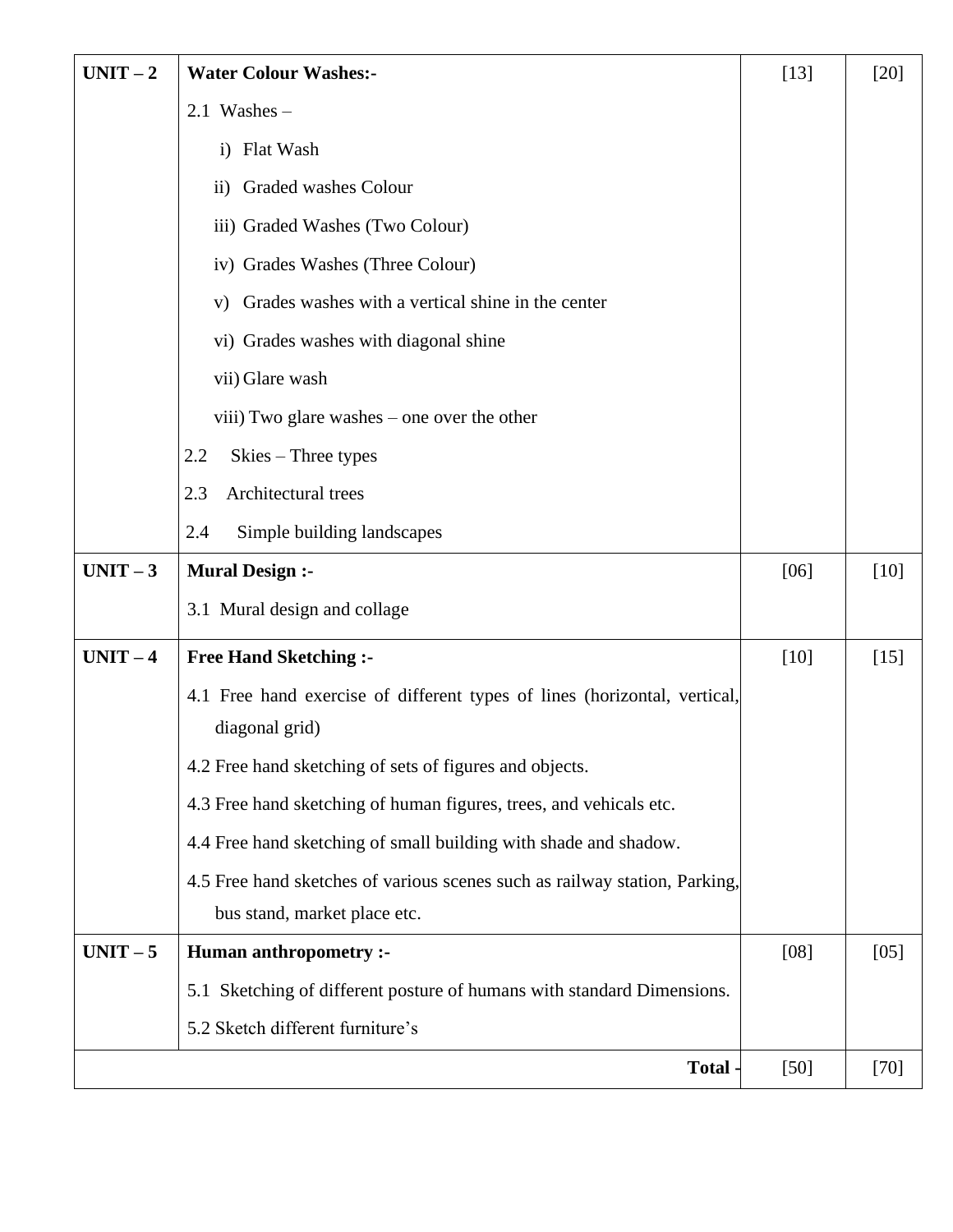| | | | |
|---|---|---|---|
| **UNIT – 2** | **Water Colour Washes:-** | [13] | [20] |
| | 2.1 Washes – | | |
| | i) Flat Wash | | |
| | ii) Graded washes Colour | | |
| | iii) Graded Washes (Two Colour) | | |
| | iv) Grades Washes (Three Colour) | | |
| | v) Grades washes with a vertical shine in the center | | |
| | vi) Grades washes with diagonal shine | | |
| | vii) Glare wash | | |
| | viii) Two glare washes – one over the other | | |
| | 2.2 Skies – Three types | | |
| | 2.3 Architectural trees | | |
| | 2.4 Simple building landscapes | | |
| **UNIT – 3** | **Mural Design :-** | [06] | [10] |
| | 3.1 Mural design and collage | | |
| **UNIT – 4** | **Free Hand Sketching :-** | [10] | [15] |
| | 4.1 Free hand exercise of different types of lines (horizontal, vertical, diagonal grid) | | |
| | 4.2 Free hand sketching of sets of figures and objects. | | |
| | 4.3 Free hand sketching of human figures, trees, and vehicals etc. | | |
| | 4.4 Free hand sketching of small building with shade and shadow. | | |
| | 4.5 Free hand sketches of various scenes such as railway station, Parking, bus stand, market place etc. | | |
| **UNIT – 5** | **Human anthropometry :-** | [08] | [05] |
| | 5.1 Sketching of different posture of humans with standard Dimensions. | | |
| | 5.2 Sketch different furniture's | | |
| | **Total -** | [50] | [70] |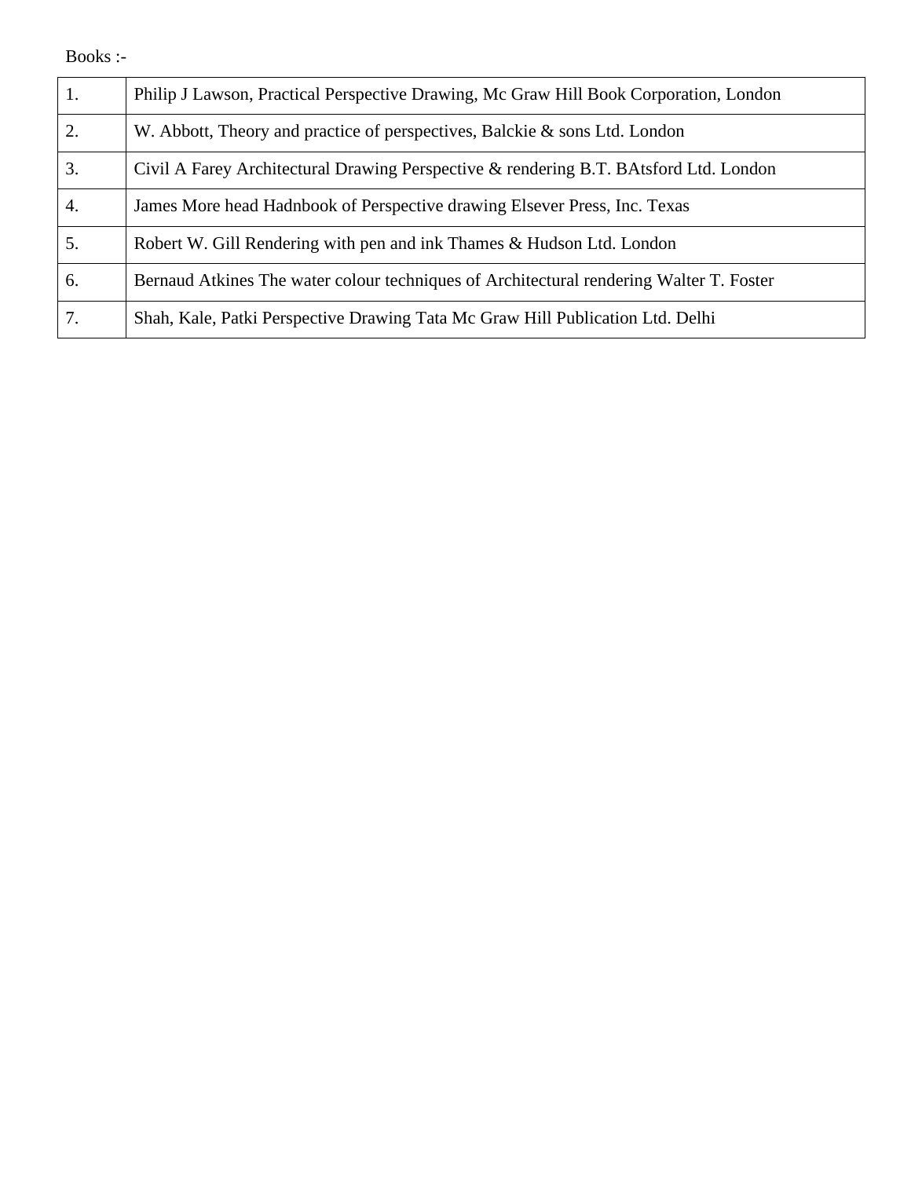Books :-

| | |
|---|---|
| 1. | Philip J Lawson, Practical Perspective Drawing, Mc Graw Hill Book Corporation, London |
| 2. | W. Abbott, Theory and practice of perspectives, Balckie & sons Ltd. London |
| 3. | Civil A Farey Architectural Drawing Perspective & rendering B.T. BAtsford Ltd. London |
| 4. | James More head Hadnbook of Perspective drawing Elsever Press, Inc. Texas |
| 5. | Robert W. Gill Rendering with pen and ink Thames & Hudson Ltd. London |
| 6. | Bernaud Atkines The water colour techniques of Architectural rendering Walter T. Foster |
| 7. | Shah, Kale, Patki Perspective Drawing Tata Mc Graw Hill Publication Ltd. Delhi |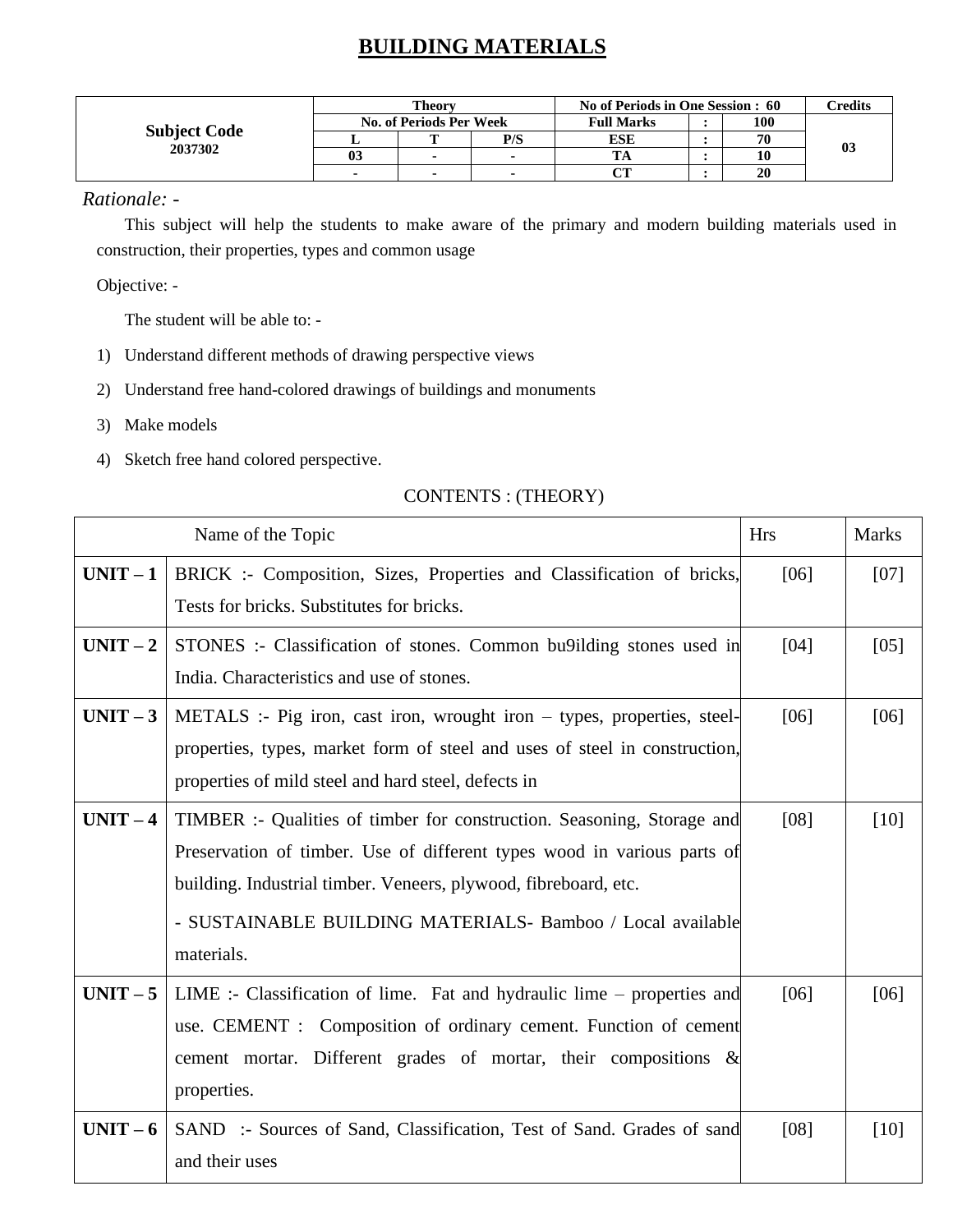# BUILDING MATERIALS

| Subject Code 2037302 | Theory | | | No of Periods in One Session : 60 | | | Credits |
|---|---|---|---|---|---|---|---|
| | No. of Periods Per Week | | | Full Marks | : | 100 | 03 |
| | L | T | P/S | ESE | : | 70 | |
| | 03 | - | - | TA | : | 10 | |
| | - | - | - | CT | : | 20 | |

*Rationale: -*

This subject will help the students to make aware of the primary and modern building materials used in construction, their properties, types and common usage

Objective: -

The student will be able to: -

1) Understand different methods of drawing perspective views
2) Understand free hand-colored drawings of buildings and monuments
3) Make models
4) Sketch free hand colored perspective.

CONTENTS : (THEORY)

| | Name of the Topic | Hrs | Marks |
|---|---|---|---|
| **UNIT – 1** | BRICK :- Composition, Sizes, Properties and Classification of bricks, Tests for bricks. Substitutes for bricks. | [06] | [07] |
| **UNIT – 2** | STONES :- Classification of stones. Common bu9ilding stones used in India. Characteristics and use of stones. | [04] | [05] |
| **UNIT – 3** | METALS :- Pig iron, cast iron, wrought iron – types, properties, steel-properties, types, market form of steel and uses of steel in construction, properties of mild steel and hard steel, defects in | [06] | [06] |
| **UNIT – 4** | TIMBER :- Qualities of timber for construction. Seasoning, Storage and Preservation of timber. Use of different types wood in various parts of building. Industrial timber. Veneers, plywood, fibreboard, etc.<br>- SUSTAINABLE BUILDING MATERIALS- Bamboo / Local available materials. | [08] | [10] |
| **UNIT – 5** | LIME :- Classification of lime. Fat and hydraulic lime – properties and use. CEMENT : Composition of ordinary cement. Function of cement cement mortar. Different grades of mortar, their compositions & properties. | [06] | [06] |
| **UNIT – 6** | SAND :- Sources of Sand, Classification, Test of Sand. Grades of sand and their uses | [08] | [10] |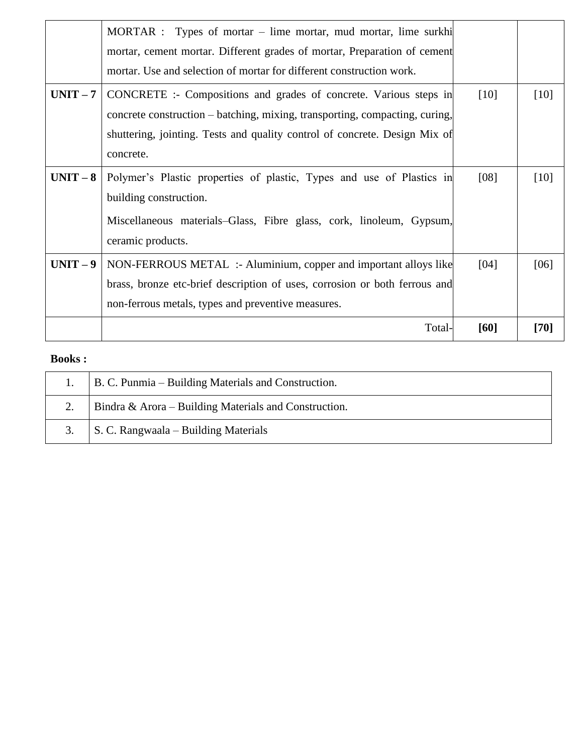| | | | |
|---|---|---|---|
| | MORTAR : Types of mortar – lime mortar, mud mortar, lime surkhi mortar, cement mortar. Different grades of mortar, Preparation of cement mortar. Use and selection of mortar for different construction work. | | |
| **UNIT – 7** | CONCRETE :- Compositions and grades of concrete. Various steps in concrete construction – batching, mixing, transporting, compacting, curing, shuttering, jointing. Tests and quality control of concrete. Design Mix of concrete. | [10] | [10] |
| **UNIT – 8** | Polymer's Plastic properties of plastic, Types and use of Plastics in building construction.<br>Miscellaneous materials–Glass, Fibre glass, cork, linoleum, Gypsum, ceramic products. | [08] | [10] |
| **UNIT – 9** | NON-FERROUS METAL :- Aluminium, copper and important alloys like brass, bronze etc-brief description of uses, corrosion or both ferrous and non-ferrous metals, types and preventive measures. | [04] | [06] |
| | Total- | **[60]** | **[70]** |

**Books :**

| | |
|---|---|
| 1. | B. C. Punmia – Building Materials and Construction. |
| 2. | Bindra & Arora – Building Materials and Construction. |
| 3. | S. C. Rangwaala – Building Materials |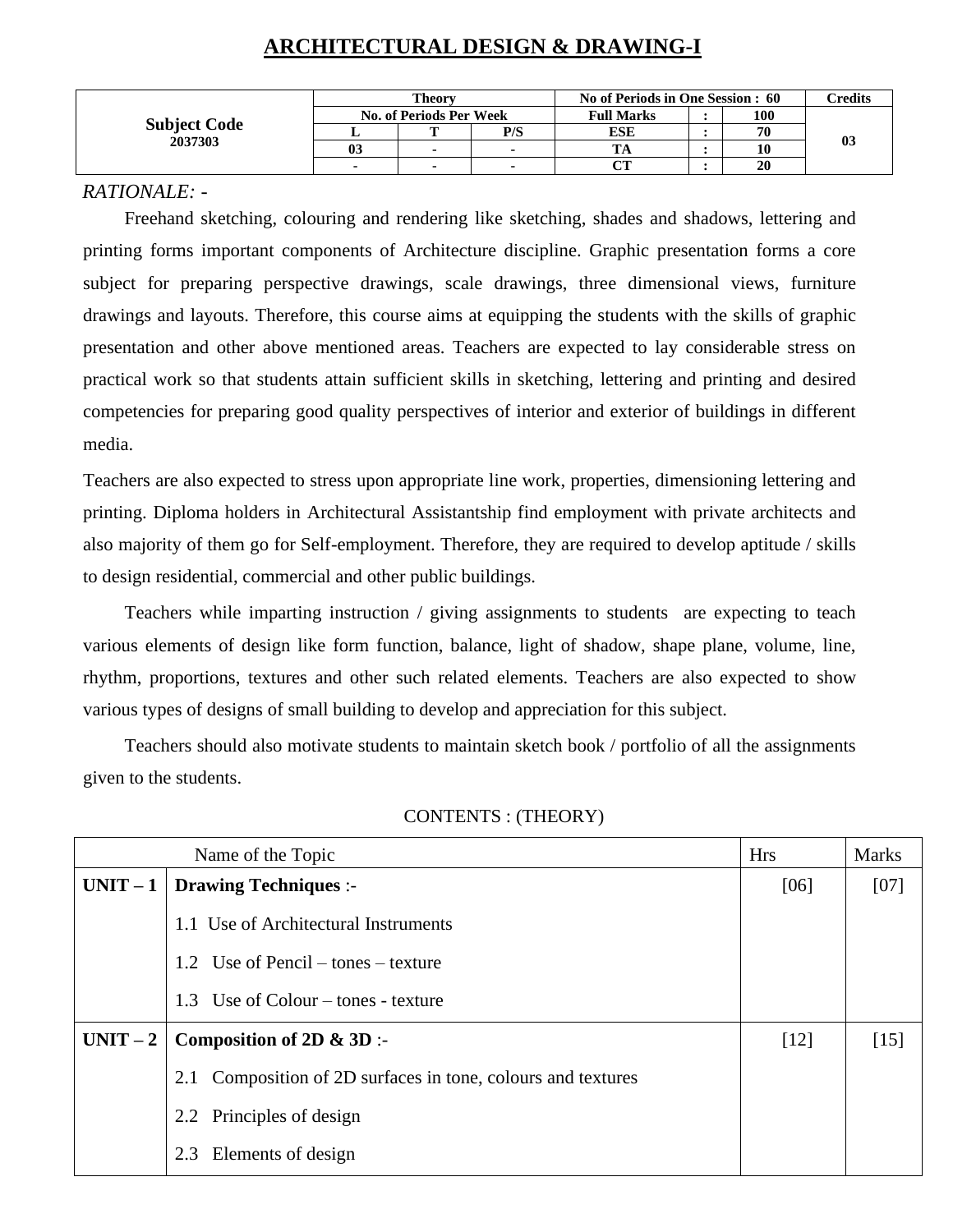# ARCHITECTURAL DESIGN & DRAWING-I

| Subject Code 2037303 | Theory | | | No of Periods in One Session : 60 | | | Credits |
|---|---|---|---|---|---|---|---|
| | No. of Periods Per Week | | | Full Marks | : | 100 | 03 |
| | L | T | P/S | ESE | : | 70 | |
| | 03 | - | - | TA | : | 10 | |
| | - | - | - | CT | : | 20 | |

*RATIONALE: -*

Freehand sketching, colouring and rendering like sketching, shades and shadows, lettering and printing forms important components of Architecture discipline. Graphic presentation forms a core subject for preparing perspective drawings, scale drawings, three dimensional views, furniture drawings and layouts. Therefore, this course aims at equipping the students with the skills of graphic presentation and other above mentioned areas. Teachers are expected to lay considerable stress on practical work so that students attain sufficient skills in sketching, lettering and printing and desired competencies for preparing good quality perspectives of interior and exterior of buildings in different media.

Teachers are also expected to stress upon appropriate line work, properties, dimensioning lettering and printing. Diploma holders in Architectural Assistantship find employment with private architects and also majority of them go for Self-employment. Therefore, they are required to develop aptitude / skills to design residential, commercial and other public buildings.

Teachers while imparting instruction / giving assignments to students are expecting to teach various elements of design like form function, balance, light of shadow, shape plane, volume, line, rhythm, proportions, textures and other such related elements. Teachers are also expected to show various types of designs of small building to develop and appreciation for this subject.

Teachers should also motivate students to maintain sketch book / portfolio of all the assignments given to the students.

CONTENTS : (THEORY)

| Name of the Topic | | Hrs | Marks |
|---|---|---|---|
| UNIT – 1 | **Drawing Techniques** :-<br>1.1 Use of Architectural Instruments<br>1.2 Use of Pencil – tones – texture<br>1.3 Use of Colour – tones - texture | [06] | [07] |
| UNIT – 2 | **Composition of 2D & 3D** :-<br>2.1 Composition of 2D surfaces in tone, colours and textures<br>2.2 Principles of design<br>2.3 Elements of design | [12] | [15] |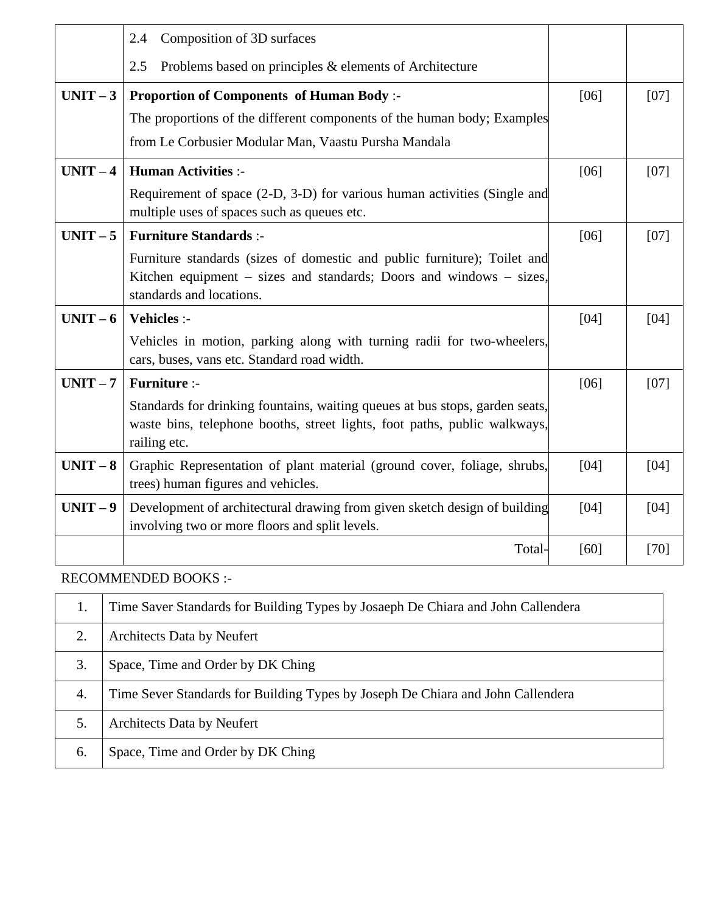| | | | |
|---|---|---|---|
| | 2.4 Composition of 3D surfaces<br>2.5 Problems based on principles & elements of Architecture | | |
| **UNIT – 3** | **Proportion of Components of Human Body** :-<br>The proportions of the different components of the human body; Examples from Le Corbusier Modular Man, Vaastu Pursha Mandala | [06] | [07] |
| **UNIT – 4** | **Human Activities** :-<br>Requirement of space (2-D, 3-D) for various human activities (Single and multiple uses of spaces such as queues etc. | [06] | [07] |
| **UNIT – 5** | **Furniture Standards** :-<br>Furniture standards (sizes of domestic and public furniture); Toilet and Kitchen equipment – sizes and standards; Doors and windows – sizes, standards and locations. | [06] | [07] |
| **UNIT – 6** | **Vehicles** :-<br>Vehicles in motion, parking along with turning radii for two-wheelers, cars, buses, vans etc. Standard road width. | [04] | [04] |
| **UNIT – 7** | **Furniture** :-<br>Standards for drinking fountains, waiting queues at bus stops, garden seats, waste bins, telephone booths, street lights, foot paths, public walkways, railing etc. | [06] | [07] |
| **UNIT – 8** | Graphic Representation of plant material (ground cover, foliage, shrubs, trees) human figures and vehicles. | [04] | [04] |
| **UNIT – 9** | Development of architectural drawing from given sketch design of building involving two or more floors and split levels. | [04] | [04] |
| | Total- | [60] | [70] |

RECOMMENDED BOOKS :-

| | |
|---|---|
| 1. | Time Saver Standards for Building Types by Josaeph De Chiara and John Callendera |
| 2. | Architects Data by Neufert |
| 3. | Space, Time and Order by DK Ching |
| 4. | Time Sever Standards for Building Types by Joseph De Chiara and John Callendera |
| 5. | Architects Data by Neufert |
| 6. | Space, Time and Order by DK Ching |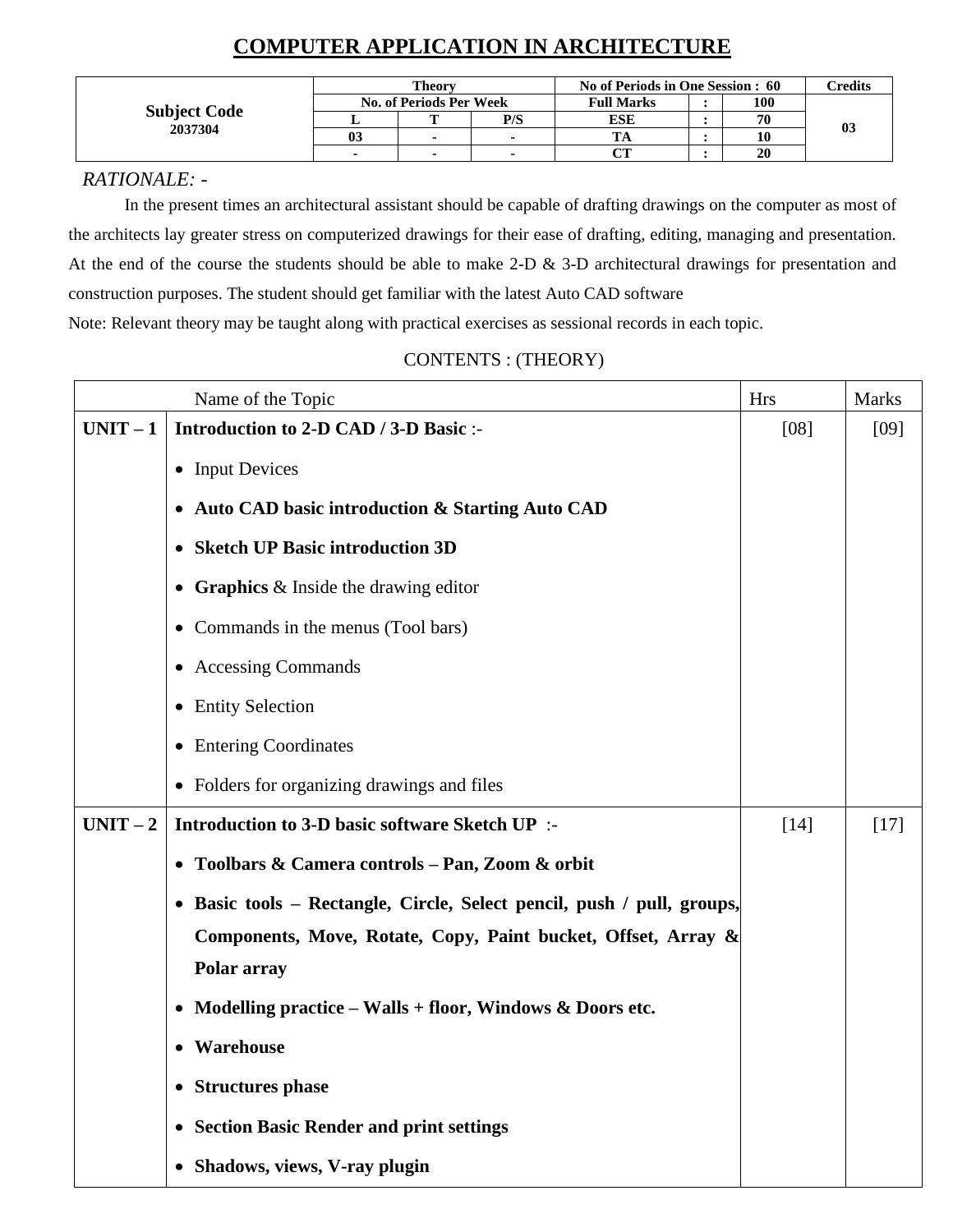# COMPUTER APPLICATION IN ARCHITECTURE

| Subject Code | Theory | | | No of Periods in One Session : 60 | | | Credits |
|---|---|---|---|---|---|---|---|
| | No. of Periods Per Week | | | Full Marks | : | 100 | |
| **2037304** | L | T | P/S | ESE | : | 70 | 03 |
| | 03 | - | - | TA | : | 10 | |
| | - | - | - | CT | : | 20 | |

*RATIONALE: -*

In the present times an architectural assistant should be capable of drafting drawings on the computer as most of the architects lay greater stress on computerized drawings for their ease of drafting, editing, managing and presentation. At the end of the course the students should be able to make 2-D & 3-D architectural drawings for presentation and construction purposes. The student should get familiar with the latest Auto CAD software

Note: Relevant theory may be taught along with practical exercises as sessional records in each topic.

CONTENTS : (THEORY)

| | Name of the Topic | Hrs | Marks |
|---|---|---|---|
| **UNIT – 1** | **Introduction to 2-D CAD / 3-D Basic** :-<br>• Input Devices<br>• **Auto CAD basic introduction & Starting Auto CAD**<br>• **Sketch UP Basic introduction 3D**<br>• **Graphics** & Inside the drawing editor<br>• Commands in the menus (Tool bars)<br>• Accessing Commands<br>• Entity Selection<br>• Entering Coordinates<br>• Folders for organizing drawings and files | [08] | [09] |
| **UNIT – 2** | **Introduction to 3-D basic software Sketch UP** :-<br>• **Toolbars & Camera controls – Pan, Zoom & orbit**<br>• **Basic tools – Rectangle, Circle, Select pencil, push / pull, groups, Components, Move, Rotate, Copy, Paint bucket, Offset, Array & Polar array**<br>• **Modelling practice – Walls + floor, Windows & Doors etc.**<br>• **Warehouse**<br>• **Structures phase**<br>• **Section Basic Render and print settings**<br>• **Shadows, views, V-ray plugin** | [14] | [17] |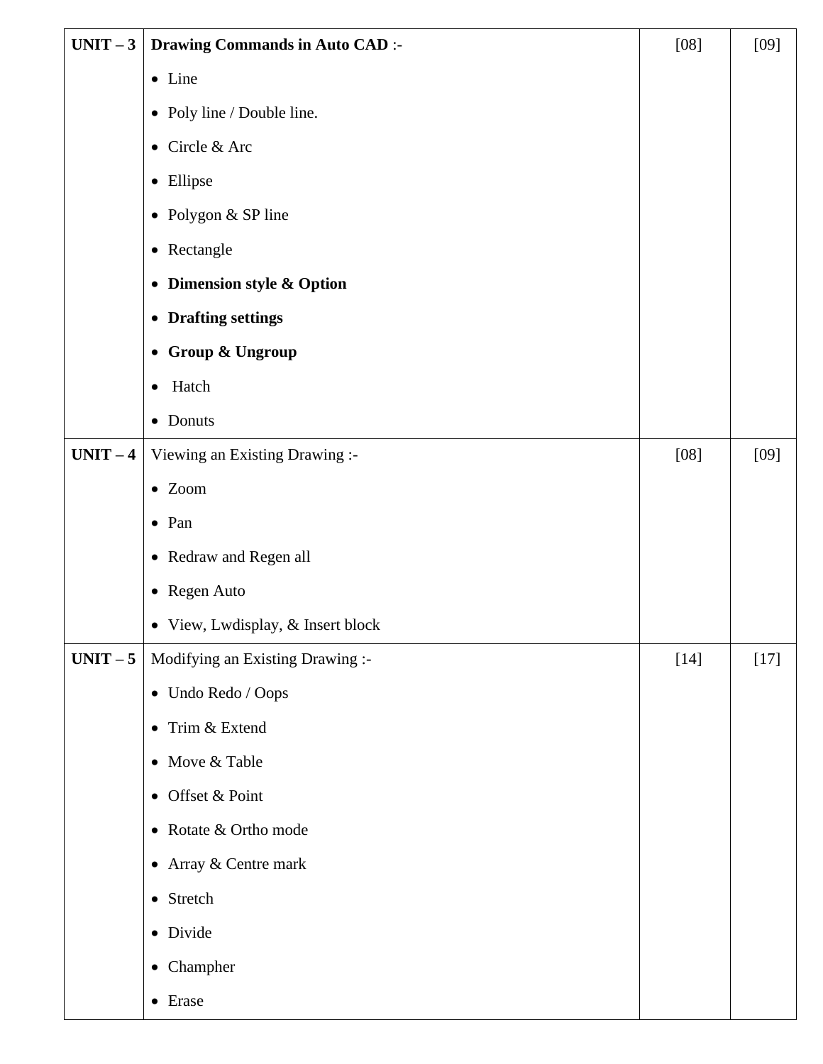| | | | |
|---|---|---|---|
| **UNIT – 3** | **Drawing Commands in Auto CAD** :-<br>• Line<br>• Poly line / Double line.<br>• Circle & Arc<br>• Ellipse<br>• Polygon & SP line<br>• Rectangle<br>• **Dimension style & Option**<br>• **Drafting settings**<br>• **Group & Ungroup**<br>• Hatch<br>• Donuts | [08] | [09] |
| **UNIT – 4** | Viewing an Existing Drawing :-<br>• Zoom<br>• Pan<br>• Redraw and Regen all<br>• Regen Auto<br>• View, Lwdisplay, & Insert block | [08] | [09] |
| **UNIT – 5** | Modifying an Existing Drawing :-<br>• Undo Redo / Oops<br>• Trim & Extend<br>• Move & Table<br>• Offset & Point<br>• Rotate & Ortho mode<br>• Array & Centre mark<br>• Stretch<br>• Divide<br>• Champher<br>• Erase | [14] | [17] |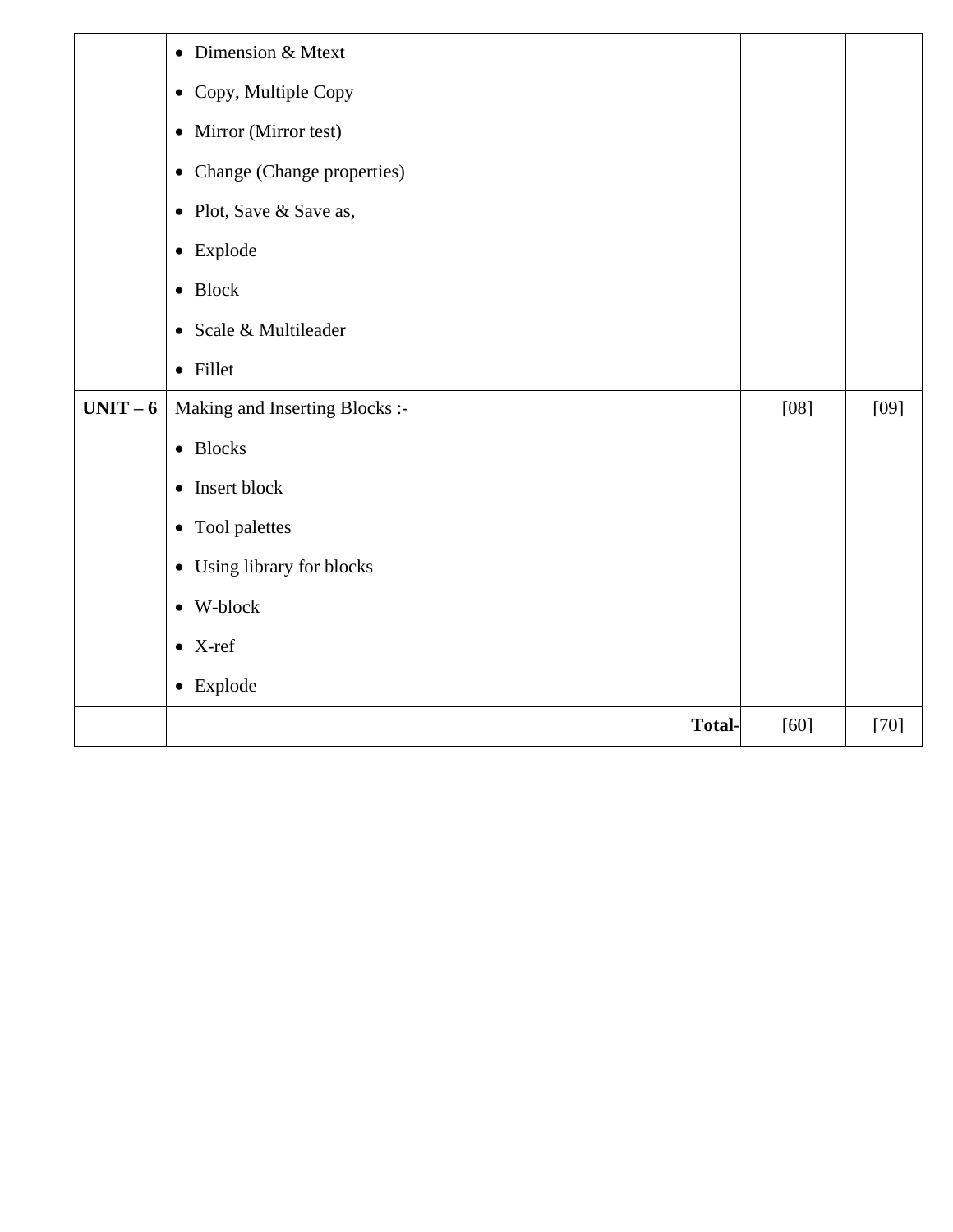| | | | |
|---|---|---|---|
| | • Dimension & Mtext<br>• Copy, Multiple Copy<br>• Mirror (Mirror test)<br>• Change (Change properties)<br>• Plot, Save & Save as,<br>• Explode<br>• Block<br>• Scale & Multileader<br>• Fillet | | |
| **UNIT – 6** | Making and Inserting Blocks :-<br>• Blocks<br>• Insert block<br>• Tool palettes<br>• Using library for blocks<br>• W-block<br>• X-ref<br>• Explode | [08] | [09] |
| | **Total-** | [60] | [70] |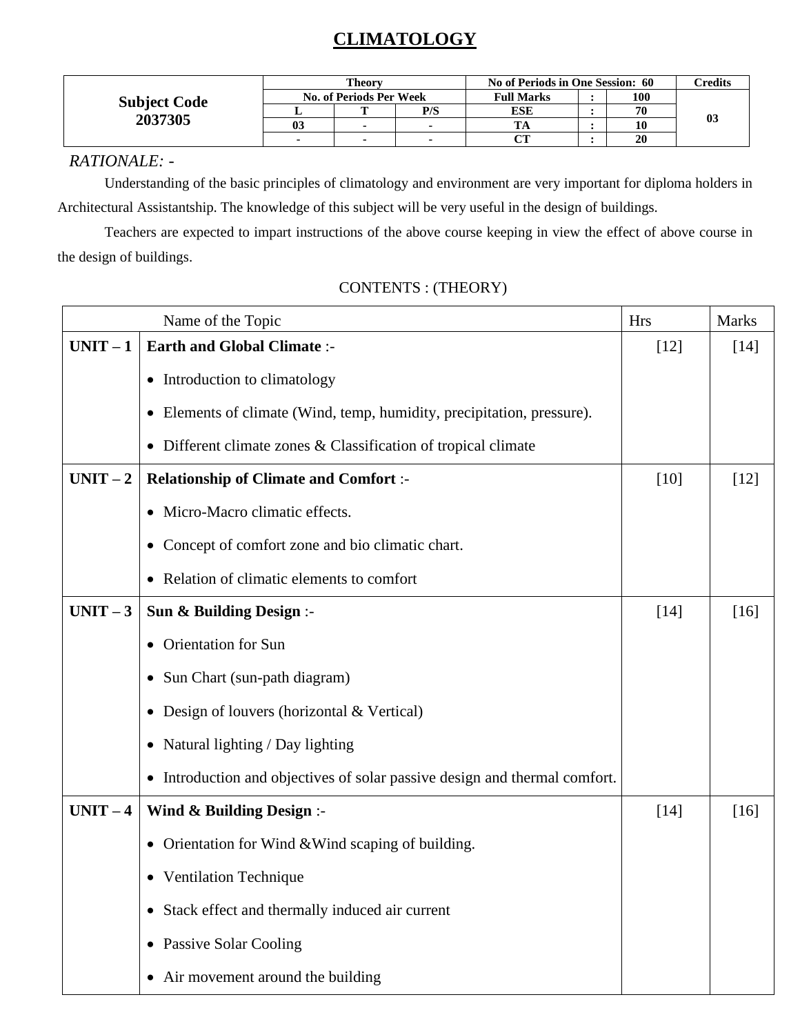# CLIMATOLOGY

| Subject Code 2037305 | Theory | | | No of Periods in One Session: 60 | | | Credits |
|---|---|---|---|---|---|---|---|
| | No. of Periods Per Week | | | Full Marks | : | 100 | 03 |
| | L | T | P/S | ESE | : | 70 | |
| | 03 | - | - | TA | : | 10 | |
| | - | - | - | CT | : | 20 | |

*RATIONALE: -*

Understanding of the basic principles of climatology and environment are very important for diploma holders in Architectural Assistantship. The knowledge of this subject will be very useful in the design of buildings.

Teachers are expected to impart instructions of the above course keeping in view the effect of above course in the design of buildings.

CONTENTS : (THEORY)

| | Name of the Topic | Hrs | Marks |
|---|---|---|---|
| **UNIT – 1** | **Earth and Global Climate** :-<br>• Introduction to climatology<br>• Elements of climate (Wind, temp, humidity, precipitation, pressure).<br>• Different climate zones & Classification of tropical climate | [12] | [14] |
| **UNIT – 2** | **Relationship of Climate and Comfort** :-<br>• Micro-Macro climatic effects.<br>• Concept of comfort zone and bio climatic chart.<br>• Relation of climatic elements to comfort | [10] | [12] |
| **UNIT – 3** | **Sun & Building Design** :-<br>• Orientation for Sun<br>• Sun Chart (sun-path diagram)<br>• Design of louvers (horizontal & Vertical)<br>• Natural lighting / Day lighting<br>• Introduction and objectives of solar passive design and thermal comfort. | [14] | [16] |
| **UNIT – 4** | **Wind & Building Design** :-<br>• Orientation for Wind &Wind scaping of building.<br>• Ventilation Technique<br>• Stack effect and thermally induced air current<br>• Passive Solar Cooling<br>• Air movement around the building | [14] | [16] |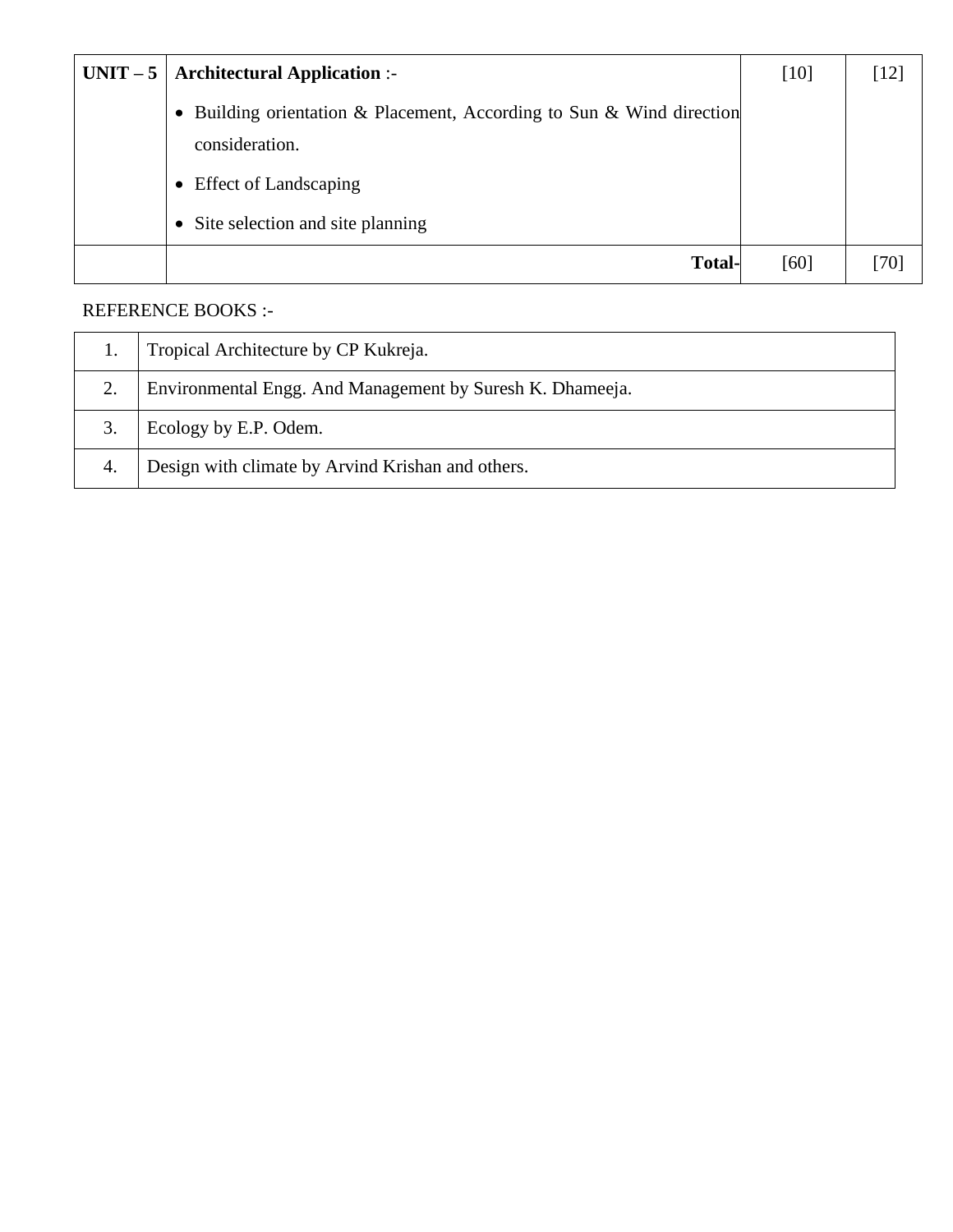| UNIT – 5 | **Architectural Application** :-<br>• Building orientation & Placement, According to Sun & Wind direction consideration.<br>• Effect of Landscaping<br>• Site selection and site planning | [10] | [12] |
|---|---|---|---|
| | **Total-** | [60] | [70] |

REFERENCE BOOKS :-

| | |
|---|---|
| 1. | Tropical Architecture by CP Kukreja. |
| 2. | Environmental Engg. And Management by Suresh K. Dhameeja. |
| 3. | Ecology by E.P. Odem. |
| 4. | Design with climate by Arvind Krishan and others. |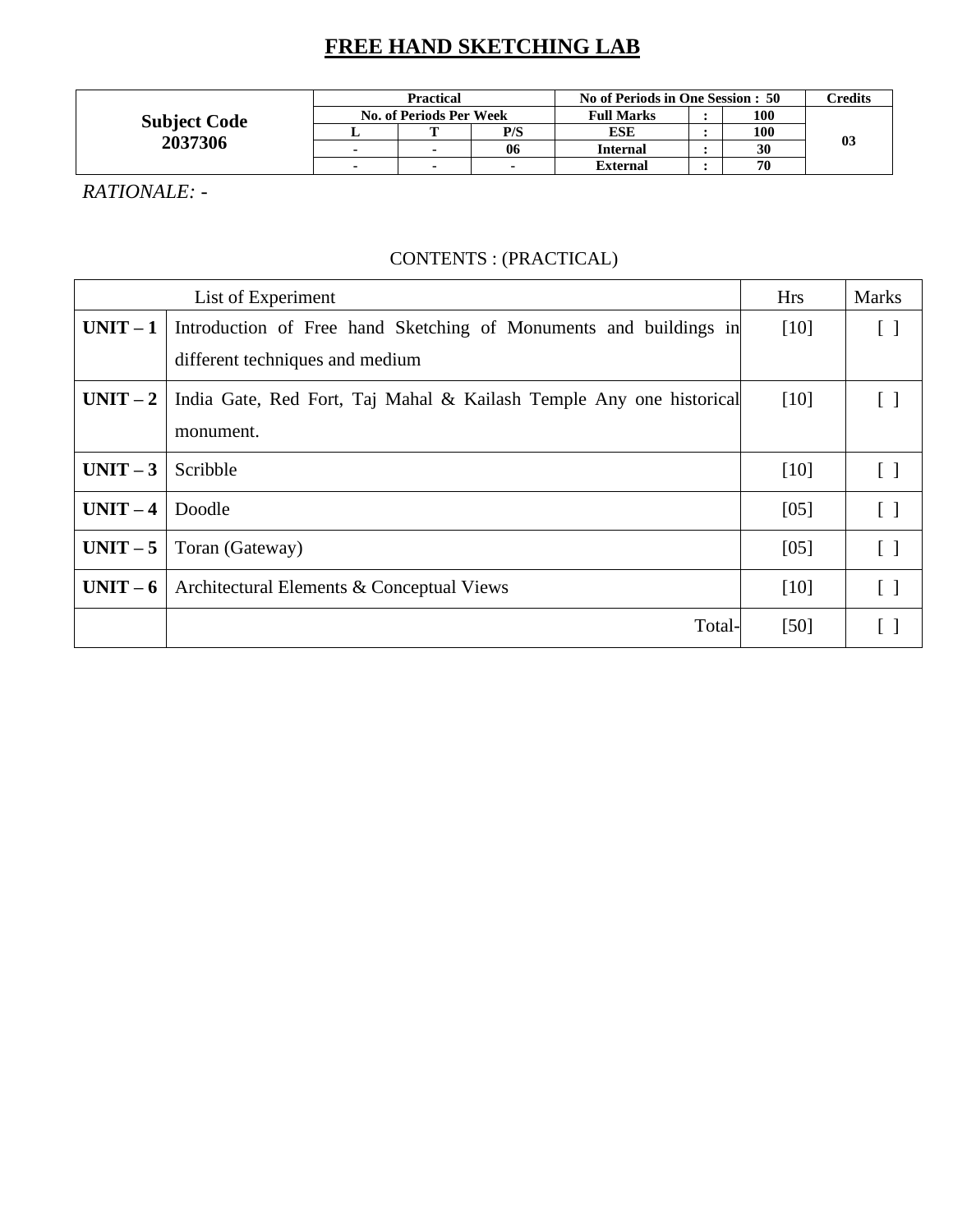# FREE HAND SKETCHING LAB

| Subject Code 2037306 | Practical | | | No of Periods in One Session : 50 | | | Credits |
|---|---|---|---|---|---|---|---|
| | No. of Periods Per Week | | | Full Marks | : | 100 | 03 |
| | L | T | P/S | ESE | : | 100 | |
| | - | - | 06 | Internal | : | 30 | |
| | - | - | - | External | : | 70 | |

*RATIONALE: -*

CONTENTS : (PRACTICAL)

| List of Experiment | | Hrs | Marks |
|---|---|---|---|
| **UNIT – 1** | Introduction of Free hand Sketching of Monuments and buildings in different techniques and medium | [10] | [ ] |
| **UNIT – 2** | India Gate, Red Fort, Taj Mahal & Kailash Temple Any one historical monument. | [10] | [ ] |
| **UNIT – 3** | Scribble | [10] | [ ] |
| **UNIT – 4** | Doodle | [05] | [ ] |
| **UNIT – 5** | Toran (Gateway) | [05] | [ ] |
| **UNIT – 6** | Architectural Elements & Conceptual Views | [10] | [ ] |
| | Total- | [50] | [ ] |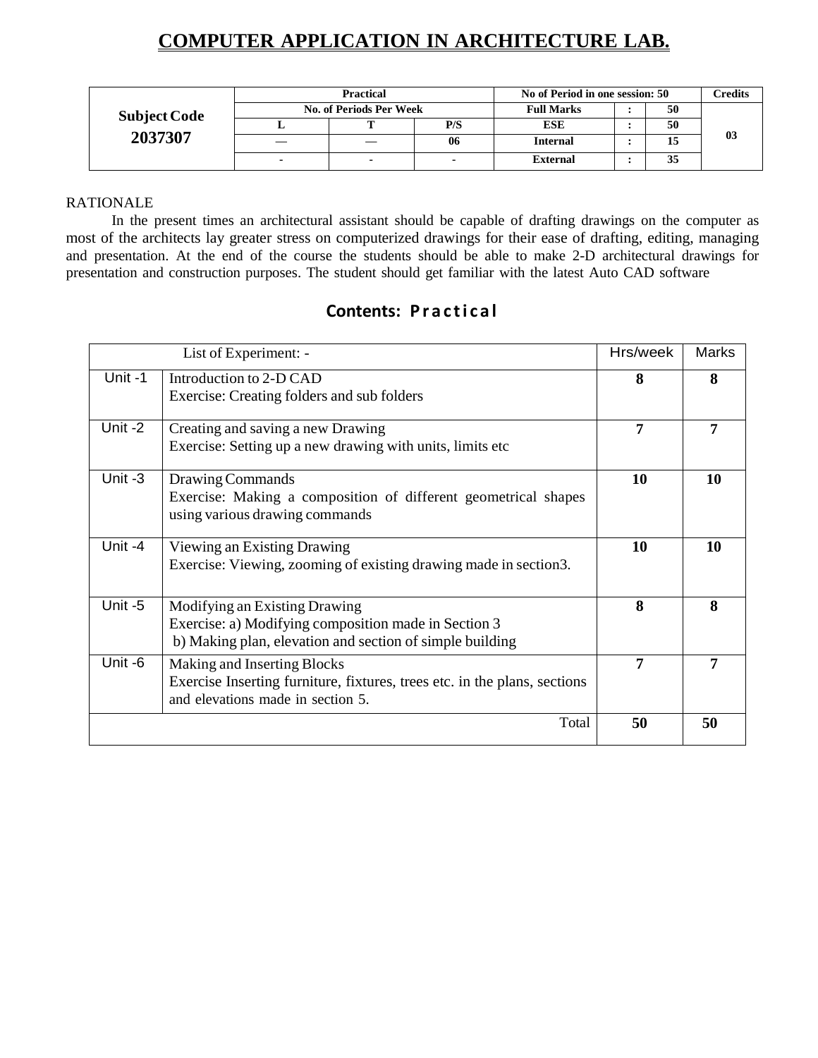# COMPUTER APPLICATION IN ARCHITECTURE LAB.

| Subject Code | Practical | | | No of Period in one session: 50 | | | Credits |
|---|---|---|---|---|---|---|---|
| | No. of Periods Per Week | | | Full Marks | : | 50 | 03 |
| 2037307 | L | T | P/S | ESE | : | 50 | |
| | — | — | 06 | Internal | : | 15 | |
| | - | - | - | External | : | 35 | |

RATIONALE

In the present times an architectural assistant should be capable of drafting drawings on the computer as most of the architects lay greater stress on computerized drawings for their ease of drafting, editing, managing and presentation. At the end of the course the students should be able to make 2-D architectural drawings for presentation and construction purposes. The student should get familiar with the latest Auto CAD software

## Contents: Practical

| List of Experiment: - | | Hrs/week | Marks |
|---|---|---|---|
| Unit -1 | Introduction to 2-D CAD<br>Exercise: Creating folders and sub folders | 8 | 8 |
| Unit -2 | Creating and saving a new Drawing<br>Exercise: Setting up a new drawing with units, limits etc | 7 | 7 |
| Unit -3 | Drawing Commands<br>Exercise: Making a composition of different geometrical shapes using various drawing commands | 10 | 10 |
| Unit -4 | Viewing an Existing Drawing<br>Exercise: Viewing, zooming of existing drawing made in section3. | 10 | 10 |
| Unit -5 | Modifying an Existing Drawing<br>Exercise: a) Modifying composition made in Section 3<br>b) Making plan, elevation and section of simple building | 8 | 8 |
| Unit -6 | Making and Inserting Blocks<br>Exercise Inserting furniture, fixtures, trees etc. in the plans, sections and elevations made in section 5. | 7 | 7 |
| | Total | 50 | 50 |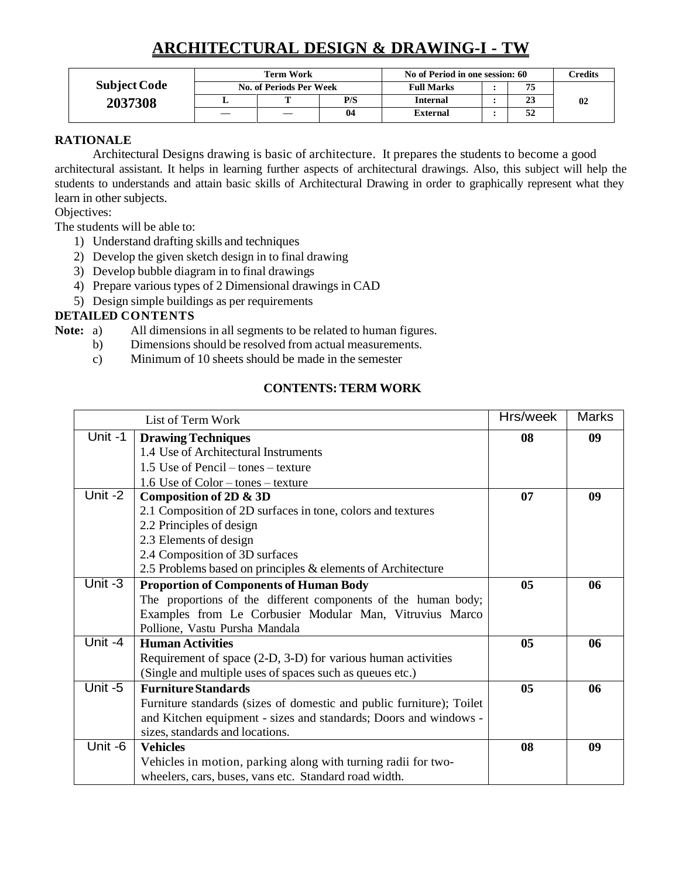# ARCHITECTURAL DESIGN & DRAWING-I - TW

| Subject Code | Term Work | | | No of Period in one session: 60 | | | Credits |
|---|---|---|---|---|---|---|---|
| | No. of Periods Per Week | | | Full Marks | : | 75 | |
| **2037308** | L | T | P/S | Internal | : | 23 | 02 |
| | — | — | 04 | External | : | 52 | |

**RATIONALE**

Architectural Designs drawing is basic of architecture. It prepares the students to become a good architectural assistant. It helps in learning further aspects of architectural drawings. Also, this subject will help the students to understands and attain basic skills of Architectural Drawing in order to graphically represent what they learn in other subjects.

Objectives:

The students will be able to:

1) Understand drafting skills and techniques
2) Develop the given sketch design in to final drawing
3) Develop bubble diagram in to final drawings
4) Prepare various types of 2 Dimensional drawings in CAD
5) Design simple buildings as per requirements

**DETAILED CONTENTS**

**Note:**
- a) All dimensions in all segments to be related to human figures.
- b) Dimensions should be resolved from actual measurements.
- c) Minimum of 10 sheets should be made in the semester

**CONTENTS: TERM WORK**

| List of Term Work | | Hrs/week | Marks |
|---|---|---|---|
| Unit -1 | **Drawing Techniques**<br>1.4 Use of Architectural Instruments<br>1.5 Use of Pencil – tones – texture<br>1.6 Use of Color – tones – texture | **08** | **09** |
| Unit -2 | **Composition of 2D & 3D**<br>2.1 Composition of 2D surfaces in tone, colors and textures<br>2.2 Principles of design<br>2.3 Elements of design<br>2.4 Composition of 3D surfaces<br>2.5 Problems based on principles & elements of Architecture | **07** | **09** |
| Unit -3 | **Proportion of Components of Human Body**<br>The proportions of the different components of the human body; Examples from Le Corbusier Modular Man, Vitruvius Marco Pollione, Vastu Pursha Mandala | **05** | **06** |
| Unit -4 | **Human Activities**<br>Requirement of space (2-D, 3-D) for various human activities (Single and multiple uses of spaces such as queues etc.) | **05** | **06** |
| Unit -5 | **Furniture Standards**<br>Furniture standards (sizes of domestic and public furniture); Toilet and Kitchen equipment - sizes and standards; Doors and windows - sizes, standards and locations. | **05** | **06** |
| Unit -6 | **Vehicles**<br>Vehicles in motion, parking along with turning radii for two-wheelers, cars, buses, vans etc. Standard road width. | **08** | **09** |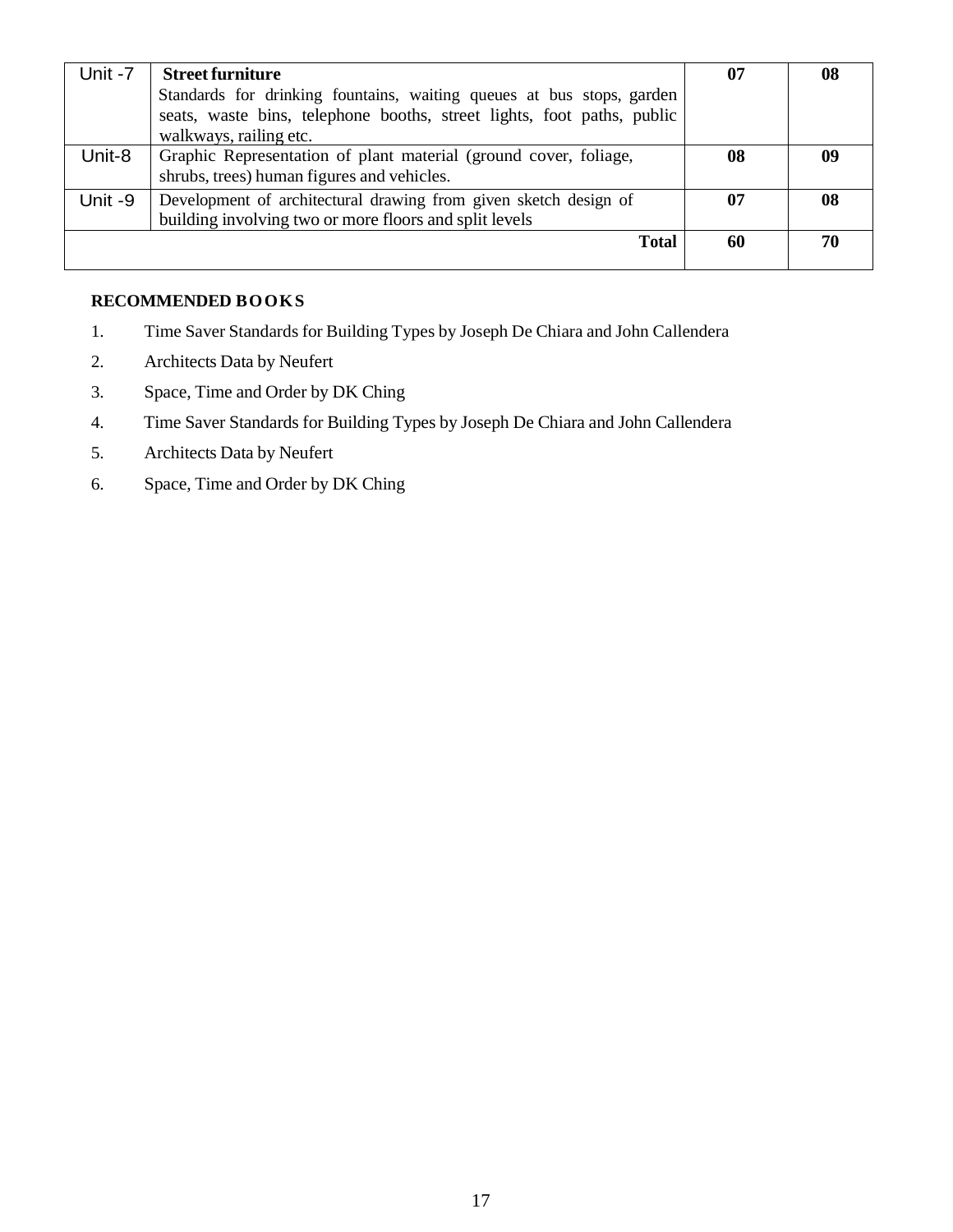| Unit -7 | **Street furniture**<br>Standards for drinking fountains, waiting queues at bus stops, garden seats, waste bins, telephone booths, street lights, foot paths, public walkways, railing etc. | **07** | **08** |
|---|---|---|---|
| Unit-8 | Graphic Representation of plant material (ground cover, foliage, shrubs, trees) human figures and vehicles. | **08** | **09** |
| Unit -9 | Development of architectural drawing from given sketch design of building involving two or more floors and split levels | **07** | **08** |
| | **Total** | **60** | **70** |

**RECOMMENDED BOOKS**

1. Time Saver Standards for Building Types by Joseph De Chiara and John Callendera
2. Architects Data by Neufert
3. Space, Time and Order by DK Ching
4. Time Saver Standards for Building Types by Joseph De Chiara and John Callendera
5. Architects Data by Neufert
6. Space, Time and Order by DK Ching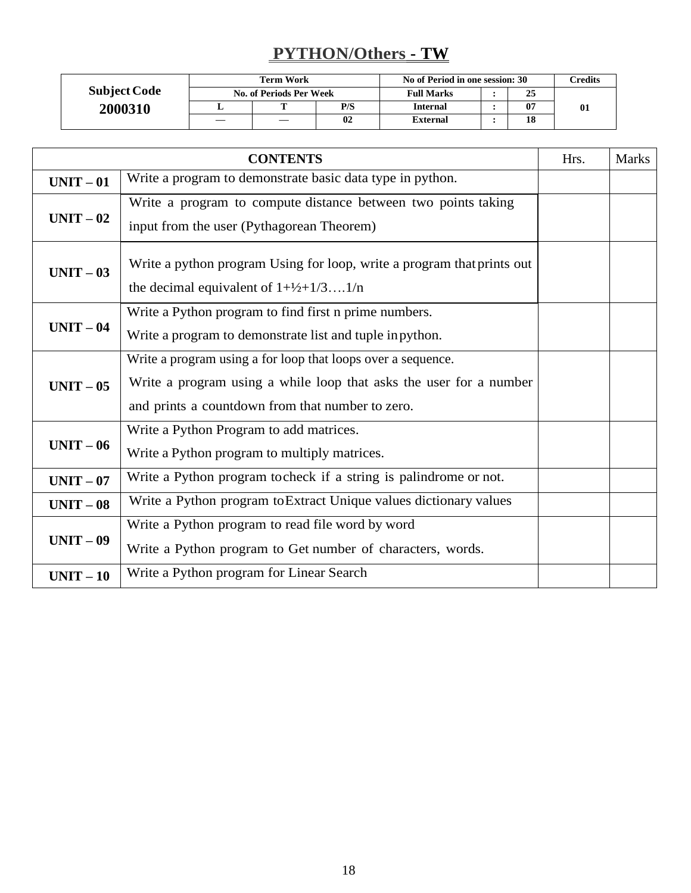# PYTHON/Others - TW

| Subject Code | Term Work | | | No of Period in one session: 30 | | | Credits |
|---|---|---|---|---|---|---|---|
| **2000310** | No. of Periods Per Week | | | Full Marks | : | 25 | 01 |
| | L | T | P/S | Internal | : | 07 | |
| | — | — | 02 | External | : | 18 | |

| CONTENTS | | Hrs. | Marks |
|---|---|---|---|
| **UNIT – 01** | Write a program to demonstrate basic data type in python. | | |
| **UNIT – 02** | Write a program to compute distance between two points taking input from the user (Pythagorean Theorem) | | |
| **UNIT – 03** | Write a python program Using for loop, write a program that prints out the decimal equivalent of 1+½+1/3….1/n | | |
| **UNIT – 04** | Write a Python program to find first n prime numbers.<br>Write a program to demonstrate list and tuple in python. | | |
| **UNIT – 05** | Write a program using a for loop that loops over a sequence.<br>Write a program using a while loop that asks the user for a number and prints a countdown from that number to zero. | | |
| **UNIT – 06** | Write a Python Program to add matrices.<br>Write a Python program to multiply matrices. | | |
| **UNIT – 07** | Write a Python program to check if a string is palindrome or not. | | |
| **UNIT – 08** | Write a Python program to Extract Unique values dictionary values | | |
| **UNIT – 09** | Write a Python program to read file word by word<br>Write a Python program to Get number of characters, words. | | |
| **UNIT – 10** | Write a Python program for Linear Search | | |